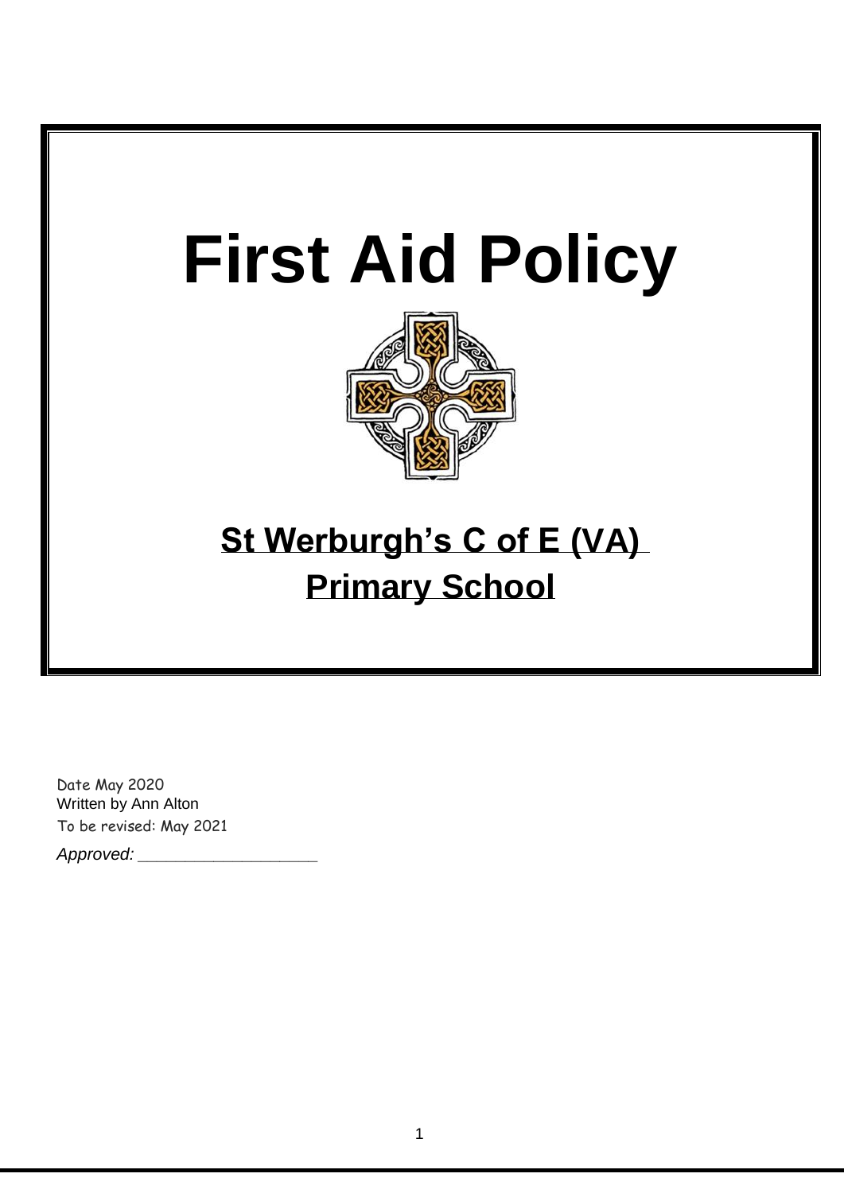# First Aid Policy

## St Werburgh's C of E (VA) Primary School

Date May 2020
Written by Ann Alton
To be revised: May 2021

*Approved:* ____________________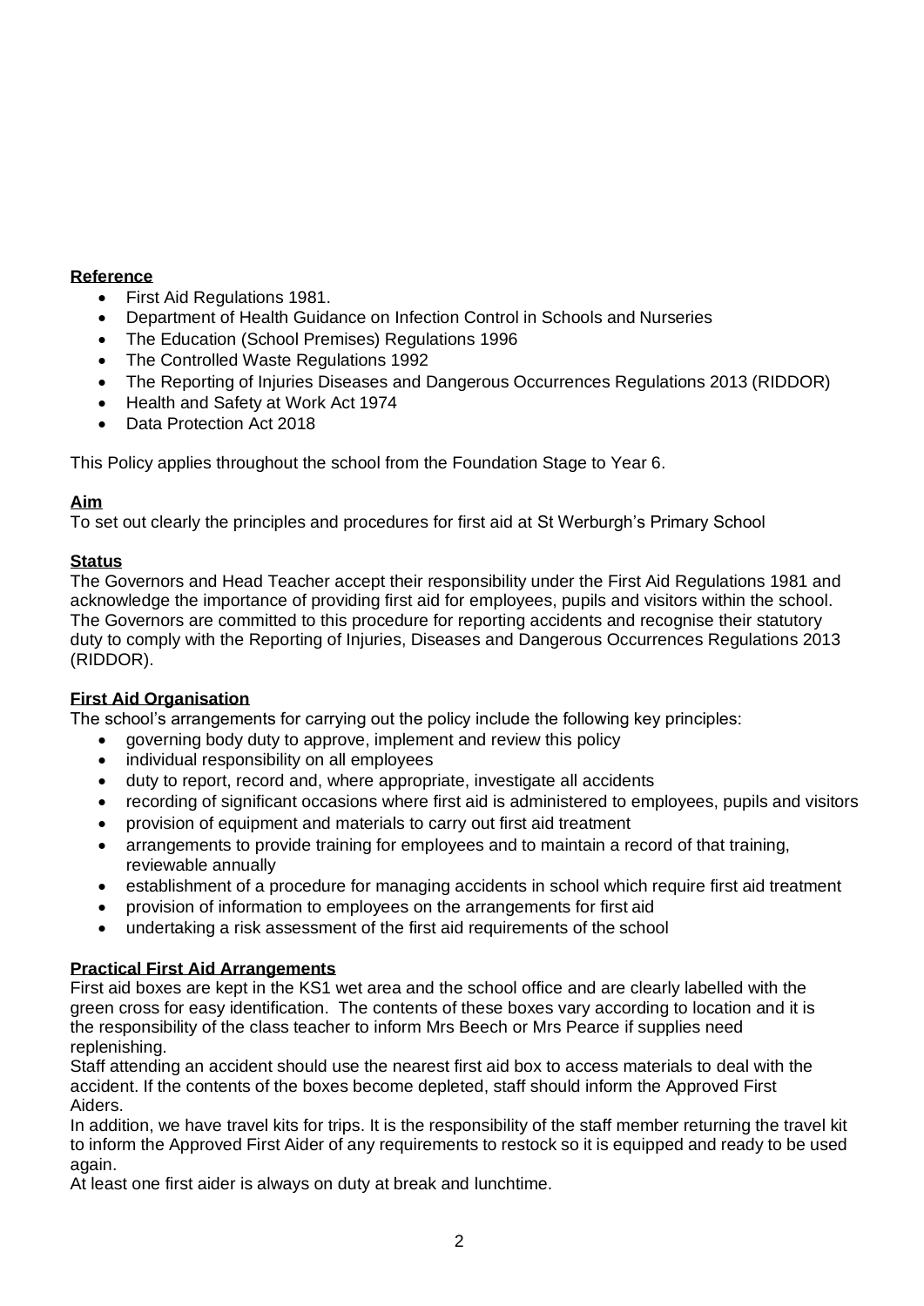**Reference**

- First Aid Regulations 1981.
- Department of Health Guidance on Infection Control in Schools and Nurseries
- The Education (School Premises) Regulations 1996
- The Controlled Waste Regulations 1992
- The Reporting of Injuries Diseases and Dangerous Occurrences Regulations 2013 (RIDDOR)
- Health and Safety at Work Act 1974
- Data Protection Act 2018

This Policy applies throughout the school from the Foundation Stage to Year 6.

**Aim**

To set out clearly the principles and procedures for first aid at St Werburgh's Primary School

**Status**

The Governors and Head Teacher accept their responsibility under the First Aid Regulations 1981 and acknowledge the importance of providing first aid for employees, pupils and visitors within the school. The Governors are committed to this procedure for reporting accidents and recognise their statutory duty to comply with the Reporting of Injuries, Diseases and Dangerous Occurrences Regulations 2013 (RIDDOR).

**First Aid Organisation**

The school's arrangements for carrying out the policy include the following key principles:

- governing body duty to approve, implement and review this policy
- individual responsibility on all employees
- duty to report, record and, where appropriate, investigate all accidents
- recording of significant occasions where first aid is administered to employees, pupils and visitors
- provision of equipment and materials to carry out first aid treatment
- arrangements to provide training for employees and to maintain a record of that training, reviewable annually
- establishment of a procedure for managing accidents in school which require first aid treatment
- provision of information to employees on the arrangements for first aid
- undertaking a risk assessment of the first aid requirements of the school

**Practical First Aid Arrangements**

First aid boxes are kept in the KS1 wet area and the school office and are clearly labelled with the green cross for easy identification. The contents of these boxes vary according to location and it is the responsibility of the class teacher to inform Mrs Beech or Mrs Pearce if supplies need replenishing.

Staff attending an accident should use the nearest first aid box to access materials to deal with the accident. If the contents of the boxes become depleted, staff should inform the Approved First Aiders.

In addition, we have travel kits for trips. It is the responsibility of the staff member returning the travel kit to inform the Approved First Aider of any requirements to restock so it is equipped and ready to be used again.

At least one first aider is always on duty at break and lunchtime.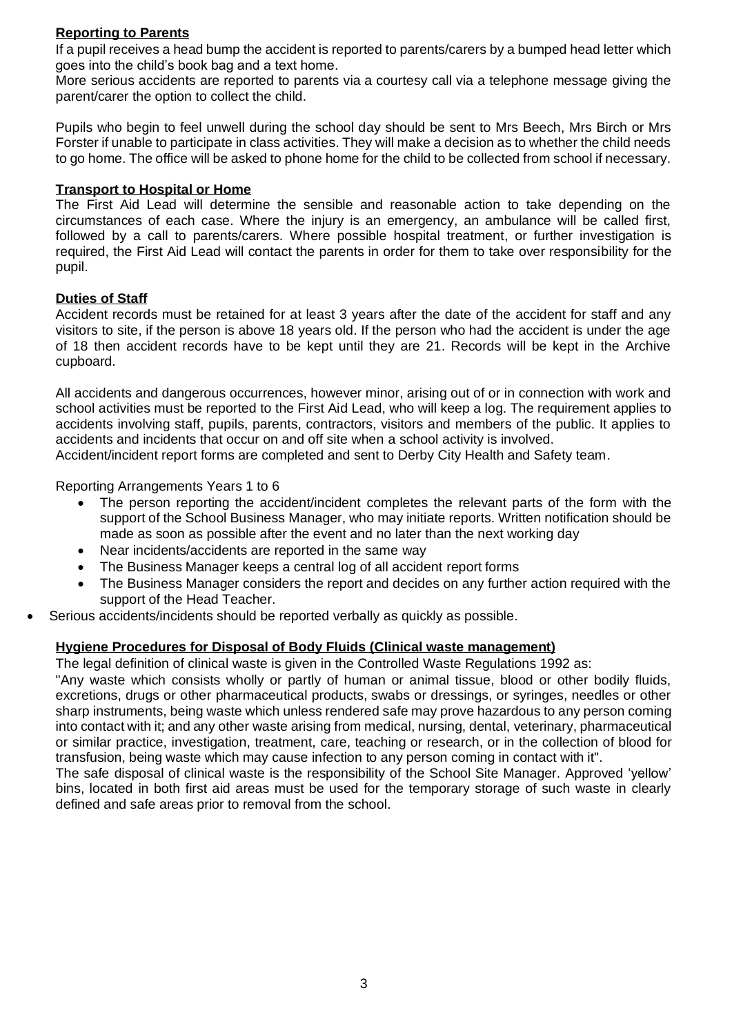**Reporting to Parents**

If a pupil receives a head bump the accident is reported to parents/carers by a bumped head letter which goes into the child's book bag and a text home.

More serious accidents are reported to parents via a courtesy call via a telephone message giving the parent/carer the option to collect the child.

Pupils who begin to feel unwell during the school day should be sent to Mrs Beech, Mrs Birch or Mrs Forster if unable to participate in class activities. They will make a decision as to whether the child needs to go home. The office will be asked to phone home for the child to be collected from school if necessary.

**Transport to Hospital or Home**

The First Aid Lead will determine the sensible and reasonable action to take depending on the circumstances of each case. Where the injury is an emergency, an ambulance will be called first, followed by a call to parents/carers. Where possible hospital treatment, or further investigation is required, the First Aid Lead will contact the parents in order for them to take over responsibility for the pupil.

**Duties of Staff**

Accident records must be retained for at least 3 years after the date of the accident for staff and any visitors to site, if the person is above 18 years old. If the person who had the accident is under the age of 18 then accident records have to be kept until they are 21. Records will be kept in the Archive cupboard.

All accidents and dangerous occurrences, however minor, arising out of or in connection with work and school activities must be reported to the First Aid Lead, who will keep a log. The requirement applies to accidents involving staff, pupils, parents, contractors, visitors and members of the public. It applies to accidents and incidents that occur on and off site when a school activity is involved.

Accident/incident report forms are completed and sent to Derby City Health and Safety team.

Reporting Arrangements Years 1 to 6

- The person reporting the accident/incident completes the relevant parts of the form with the support of the School Business Manager, who may initiate reports. Written notification should be made as soon as possible after the event and no later than the next working day
- Near incidents/accidents are reported in the same way
- The Business Manager keeps a central log of all accident report forms
- The Business Manager considers the report and decides on any further action required with the support of the Head Teacher.
- Serious accidents/incidents should be reported verbally as quickly as possible.

**Hygiene Procedures for Disposal of Body Fluids (Clinical waste management)**

The legal definition of clinical waste is given in the Controlled Waste Regulations 1992 as:

"Any waste which consists wholly or partly of human or animal tissue, blood or other bodily fluids, excretions, drugs or other pharmaceutical products, swabs or dressings, or syringes, needles or other sharp instruments, being waste which unless rendered safe may prove hazardous to any person coming into contact with it; and any other waste arising from medical, nursing, dental, veterinary, pharmaceutical or similar practice, investigation, treatment, care, teaching or research, or in the collection of blood for transfusion, being waste which may cause infection to any person coming in contact with it".

The safe disposal of clinical waste is the responsibility of the School Site Manager. Approved 'yellow' bins, located in both first aid areas must be used for the temporary storage of such waste in clearly defined and safe areas prior to removal from the school.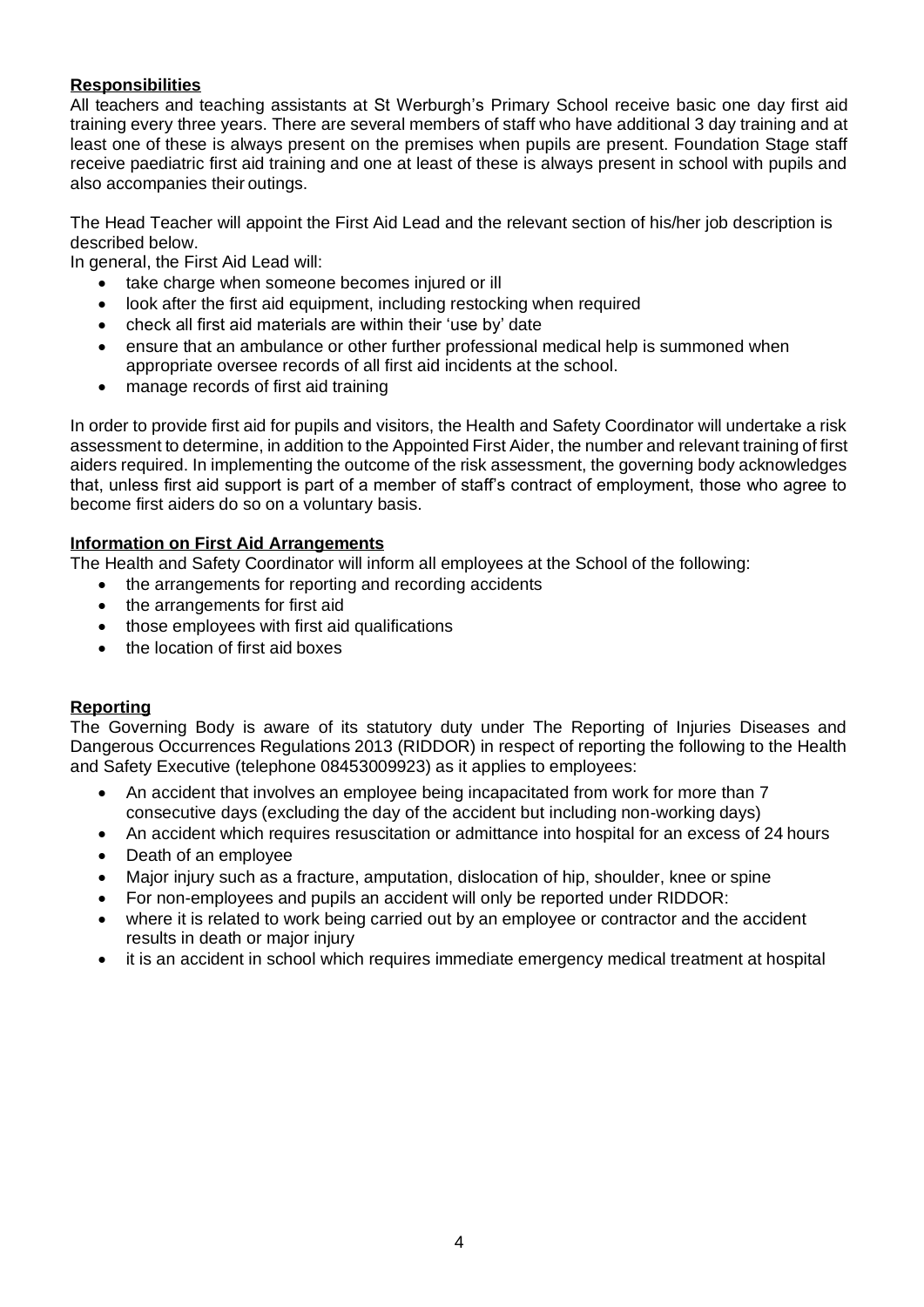**Responsibilities**

All teachers and teaching assistants at St Werburgh's Primary School receive basic one day first aid training every three years. There are several members of staff who have additional 3 day training and at least one of these is always present on the premises when pupils are present. Foundation Stage staff receive paediatric first aid training and one at least of these is always present in school with pupils and also accompanies their outings.

The Head Teacher will appoint the First Aid Lead and the relevant section of his/her job description is described below.

In general, the First Aid Lead will:

- take charge when someone becomes injured or ill
- look after the first aid equipment, including restocking when required
- check all first aid materials are within their 'use by' date
- ensure that an ambulance or other further professional medical help is summoned when appropriate oversee records of all first aid incidents at the school.
- manage records of first aid training

In order to provide first aid for pupils and visitors, the Health and Safety Coordinator will undertake a risk assessment to determine, in addition to the Appointed First Aider, the number and relevant training of first aiders required. In implementing the outcome of the risk assessment, the governing body acknowledges that, unless first aid support is part of a member of staff's contract of employment, those who agree to become first aiders do so on a voluntary basis.

**Information on First Aid Arrangements**

The Health and Safety Coordinator will inform all employees at the School of the following:

- the arrangements for reporting and recording accidents
- the arrangements for first aid
- those employees with first aid qualifications
- the location of first aid boxes

**Reporting**

The Governing Body is aware of its statutory duty under The Reporting of Injuries Diseases and Dangerous Occurrences Regulations 2013 (RIDDOR) in respect of reporting the following to the Health and Safety Executive (telephone 08453009923) as it applies to employees:

- An accident that involves an employee being incapacitated from work for more than 7 consecutive days (excluding the day of the accident but including non-working days)
- An accident which requires resuscitation or admittance into hospital for an excess of 24 hours
- Death of an employee
- Major injury such as a fracture, amputation, dislocation of hip, shoulder, knee or spine
- For non-employees and pupils an accident will only be reported under RIDDOR:
- where it is related to work being carried out by an employee or contractor and the accident results in death or major injury
- it is an accident in school which requires immediate emergency medical treatment at hospital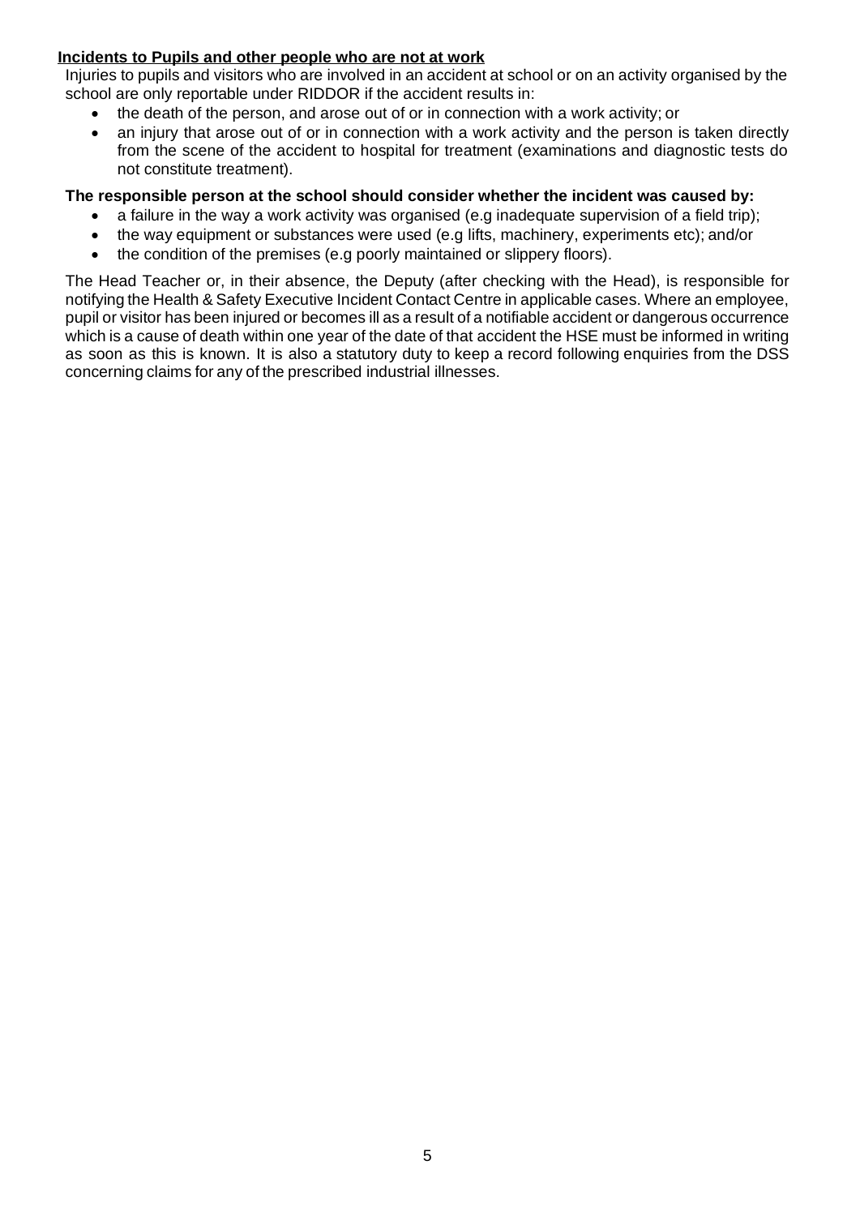## Incidents to Pupils and other people who are not at work

Injuries to pupils and visitors who are involved in an accident at school or on an activity organised by the school are only reportable under RIDDOR if the accident results in:

- the death of the person, and arose out of or in connection with a work activity; or
- an injury that arose out of or in connection with a work activity and the person is taken directly from the scene of the accident to hospital for treatment (examinations and diagnostic tests do not constitute treatment).

**The responsible person at the school should consider whether the incident was caused by:**

- a failure in the way a work activity was organised (e.g inadequate supervision of a field trip);
- the way equipment or substances were used (e.g lifts, machinery, experiments etc); and/or
- the condition of the premises (e.g poorly maintained or slippery floors).

The Head Teacher or, in their absence, the Deputy (after checking with the Head), is responsible for notifying the Health & Safety Executive Incident Contact Centre in applicable cases. Where an employee, pupil or visitor has been injured or becomes ill as a result of a notifiable accident or dangerous occurrence which is a cause of death within one year of the date of that accident the HSE must be informed in writing as soon as this is known. It is also a statutory duty to keep a record following enquiries from the DSS concerning claims for any of the prescribed industrial illnesses.